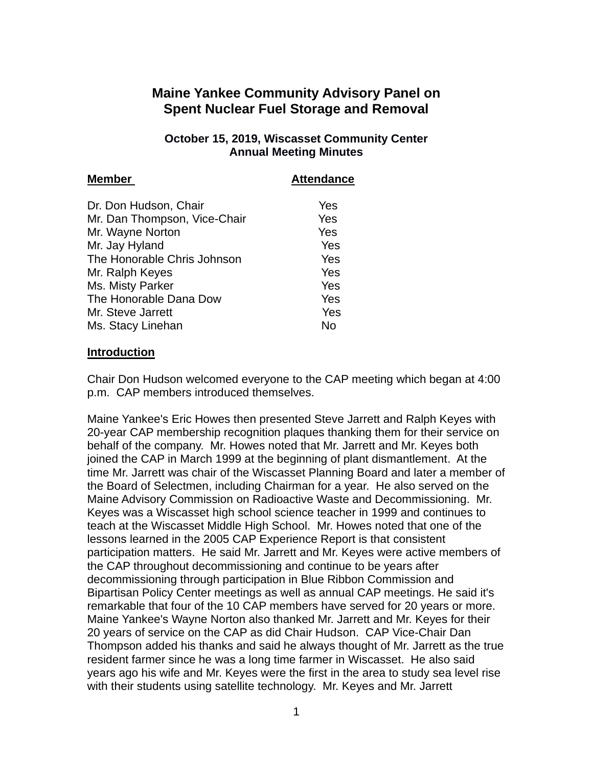# Maine Yankee Community Advisory Panel on Spent Nuclear Fuel Storage and Removal

## October 15, 2019, Wiscasset Community Center Annual Meeting Minutes

| Member | Attendance |
|---|---|
| Dr. Don Hudson, Chair | Yes |
| Mr. Dan Thompson, Vice-Chair | Yes |
| Mr. Wayne Norton | Yes |
| Mr. Jay Hyland | Yes |
| The Honorable Chris Johnson | Yes |
| Mr. Ralph Keyes | Yes |
| Ms. Misty Parker | Yes |
| The Honorable Dana Dow | Yes |
| Mr. Steve Jarrett | Yes |
| Ms. Stacy Linehan | No |

**Introduction**

Chair Don Hudson welcomed everyone to the CAP meeting which began at 4:00 p.m. CAP members introduced themselves.

Maine Yankee's Eric Howes then presented Steve Jarrett and Ralph Keyes with 20-year CAP membership recognition plaques thanking them for their service on behalf of the company. Mr. Howes noted that Mr. Jarrett and Mr. Keyes both joined the CAP in March 1999 at the beginning of plant dismantlement. At the time Mr. Jarrett was chair of the Wiscasset Planning Board and later a member of the Board of Selectmen, including Chairman for a year. He also served on the Maine Advisory Commission on Radioactive Waste and Decommissioning. Mr. Keyes was a Wiscasset high school science teacher in 1999 and continues to teach at the Wiscasset Middle High School. Mr. Howes noted that one of the lessons learned in the 2005 CAP Experience Report is that consistent participation matters. He said Mr. Jarrett and Mr. Keyes were active members of the CAP throughout decommissioning and continue to be years after decommissioning through participation in Blue Ribbon Commission and Bipartisan Policy Center meetings as well as annual CAP meetings. He said it's remarkable that four of the 10 CAP members have served for 20 years or more. Maine Yankee's Wayne Norton also thanked Mr. Jarrett and Mr. Keyes for their 20 years of service on the CAP as did Chair Hudson. CAP Vice-Chair Dan Thompson added his thanks and said he always thought of Mr. Jarrett as the true resident farmer since he was a long time farmer in Wiscasset. He also said years ago his wife and Mr. Keyes were the first in the area to study sea level rise with their students using satellite technology. Mr. Keyes and Mr. Jarrett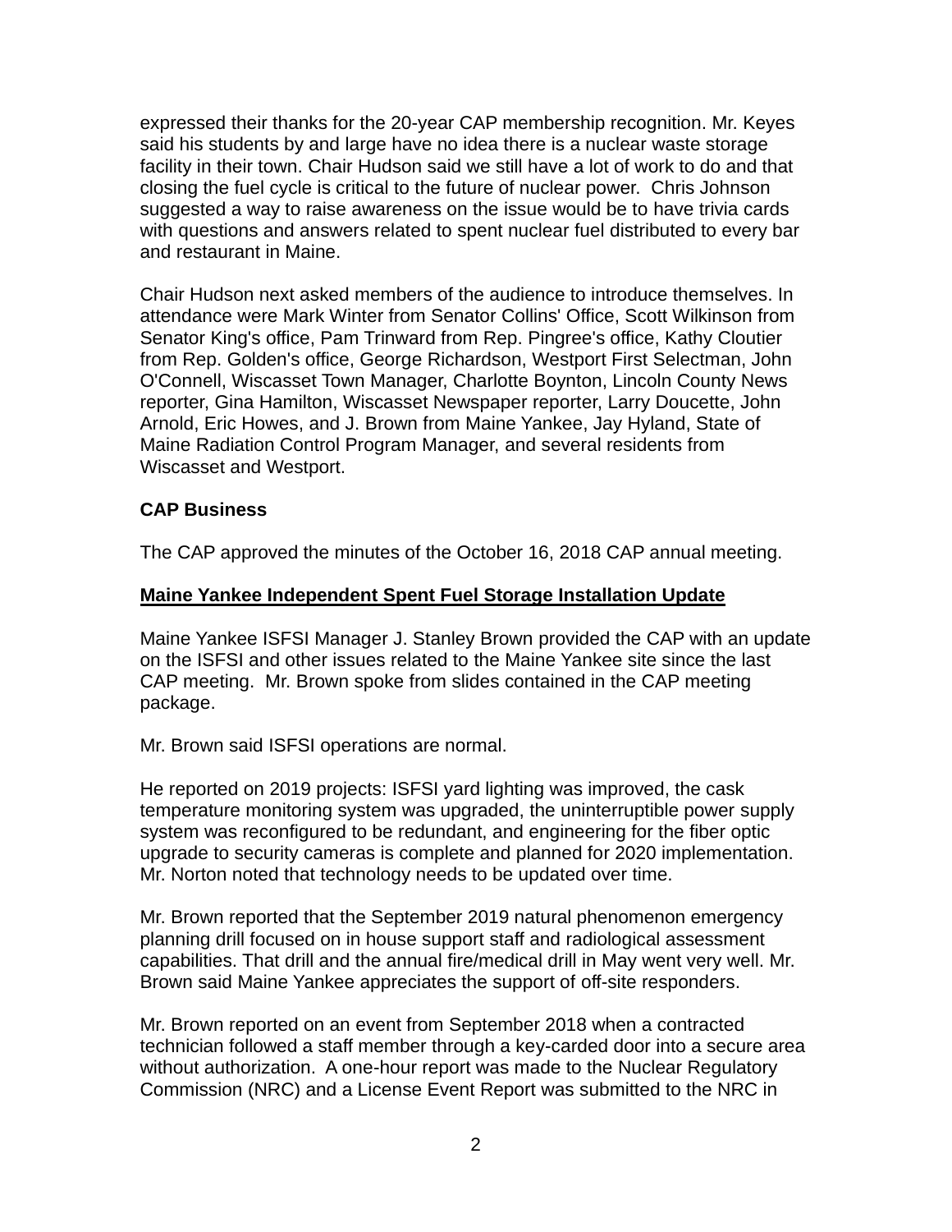expressed their thanks for the 20-year CAP membership recognition. Mr. Keyes said his students by and large have no idea there is a nuclear waste storage facility in their town. Chair Hudson said we still have a lot of work to do and that closing the fuel cycle is critical to the future of nuclear power. Chris Johnson suggested a way to raise awareness on the issue would be to have trivia cards with questions and answers related to spent nuclear fuel distributed to every bar and restaurant in Maine.

Chair Hudson next asked members of the audience to introduce themselves. In attendance were Mark Winter from Senator Collins' Office, Scott Wilkinson from Senator King's office, Pam Trinward from Rep. Pingree's office, Kathy Cloutier from Rep. Golden's office, George Richardson, Westport First Selectman, John O'Connell, Wiscasset Town Manager, Charlotte Boynton, Lincoln County News reporter, Gina Hamilton, Wiscasset Newspaper reporter, Larry Doucette, John Arnold, Eric Howes, and J. Brown from Maine Yankee, Jay Hyland, State of Maine Radiation Control Program Manager, and several residents from Wiscasset and Westport.

**CAP Business**

The CAP approved the minutes of the October 16, 2018 CAP annual meeting.

**Maine Yankee Independent Spent Fuel Storage Installation Update**

Maine Yankee ISFSI Manager J. Stanley Brown provided the CAP with an update on the ISFSI and other issues related to the Maine Yankee site since the last CAP meeting. Mr. Brown spoke from slides contained in the CAP meeting package.

Mr. Brown said ISFSI operations are normal.

He reported on 2019 projects: ISFSI yard lighting was improved, the cask temperature monitoring system was upgraded, the uninterruptible power supply system was reconfigured to be redundant, and engineering for the fiber optic upgrade to security cameras is complete and planned for 2020 implementation. Mr. Norton noted that technology needs to be updated over time.

Mr. Brown reported that the September 2019 natural phenomenon emergency planning drill focused on in house support staff and radiological assessment capabilities. That drill and the annual fire/medical drill in May went very well. Mr. Brown said Maine Yankee appreciates the support of off-site responders.

Mr. Brown reported on an event from September 2018 when a contracted technician followed a staff member through a key-carded door into a secure area without authorization. A one-hour report was made to the Nuclear Regulatory Commission (NRC) and a License Event Report was submitted to the NRC in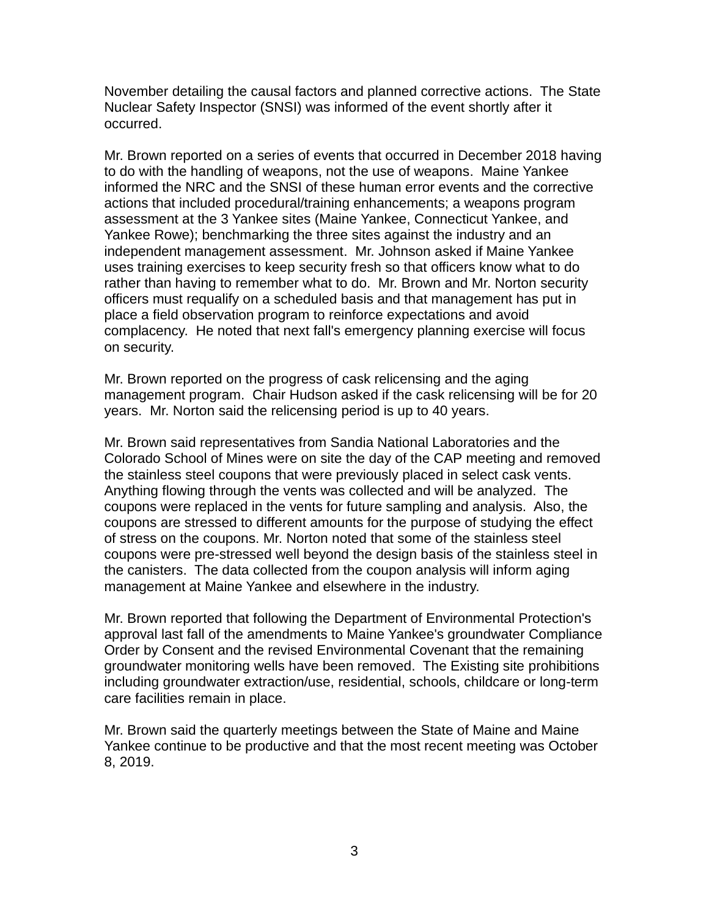November detailing the causal factors and planned corrective actions. The State Nuclear Safety Inspector (SNSI) was informed of the event shortly after it occurred.

Mr. Brown reported on a series of events that occurred in December 2018 having to do with the handling of weapons, not the use of weapons. Maine Yankee informed the NRC and the SNSI of these human error events and the corrective actions that included procedural/training enhancements; a weapons program assessment at the 3 Yankee sites (Maine Yankee, Connecticut Yankee, and Yankee Rowe); benchmarking the three sites against the industry and an independent management assessment. Mr. Johnson asked if Maine Yankee uses training exercises to keep security fresh so that officers know what to do rather than having to remember what to do. Mr. Brown and Mr. Norton security officers must requalify on a scheduled basis and that management has put in place a field observation program to reinforce expectations and avoid complacency. He noted that next fall's emergency planning exercise will focus on security.

Mr. Brown reported on the progress of cask relicensing and the aging management program. Chair Hudson asked if the cask relicensing will be for 20 years. Mr. Norton said the relicensing period is up to 40 years.

Mr. Brown said representatives from Sandia National Laboratories and the Colorado School of Mines were on site the day of the CAP meeting and removed the stainless steel coupons that were previously placed in select cask vents. Anything flowing through the vents was collected and will be analyzed. The coupons were replaced in the vents for future sampling and analysis. Also, the coupons are stressed to different amounts for the purpose of studying the effect of stress on the coupons. Mr. Norton noted that some of the stainless steel coupons were pre-stressed well beyond the design basis of the stainless steel in the canisters. The data collected from the coupon analysis will inform aging management at Maine Yankee and elsewhere in the industry.

Mr. Brown reported that following the Department of Environmental Protection's approval last fall of the amendments to Maine Yankee's groundwater Compliance Order by Consent and the revised Environmental Covenant that the remaining groundwater monitoring wells have been removed. The Existing site prohibitions including groundwater extraction/use, residential, schools, childcare or long-term care facilities remain in place.

Mr. Brown said the quarterly meetings between the State of Maine and Maine Yankee continue to be productive and that the most recent meeting was October 8, 2019.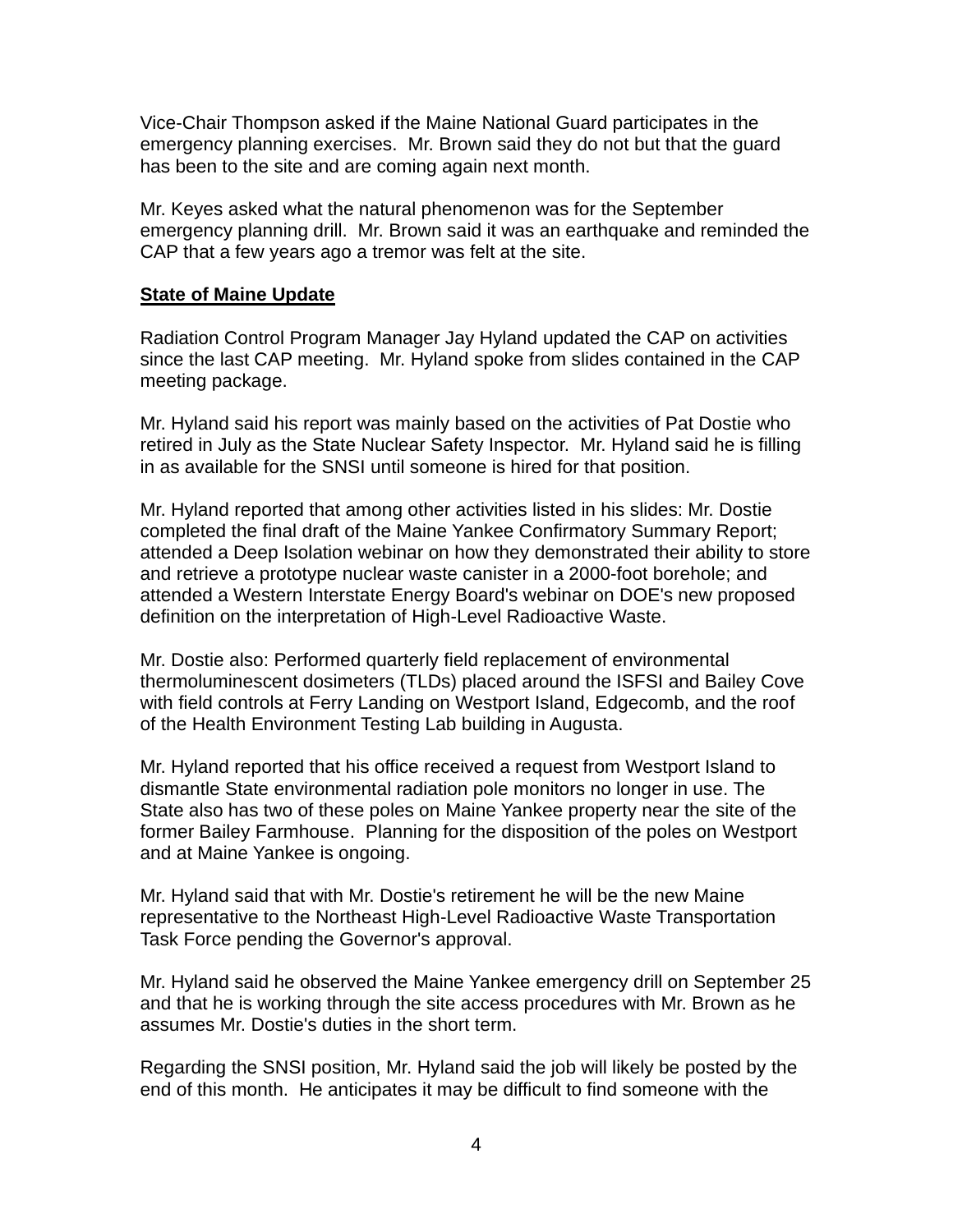Vice-Chair Thompson asked if the Maine National Guard participates in the emergency planning exercises. Mr. Brown said they do not but that the guard has been to the site and are coming again next month.

Mr. Keyes asked what the natural phenomenon was for the September emergency planning drill. Mr. Brown said it was an earthquake and reminded the CAP that a few years ago a tremor was felt at the site.

**State of Maine Update**

Radiation Control Program Manager Jay Hyland updated the CAP on activities since the last CAP meeting. Mr. Hyland spoke from slides contained in the CAP meeting package.

Mr. Hyland said his report was mainly based on the activities of Pat Dostie who retired in July as the State Nuclear Safety Inspector. Mr. Hyland said he is filling in as available for the SNSI until someone is hired for that position.

Mr. Hyland reported that among other activities listed in his slides: Mr. Dostie completed the final draft of the Maine Yankee Confirmatory Summary Report; attended a Deep Isolation webinar on how they demonstrated their ability to store and retrieve a prototype nuclear waste canister in a 2000-foot borehole; and attended a Western Interstate Energy Board's webinar on DOE's new proposed definition on the interpretation of High-Level Radioactive Waste.

Mr. Dostie also: Performed quarterly field replacement of environmental thermoluminescent dosimeters (TLDs) placed around the ISFSI and Bailey Cove with field controls at Ferry Landing on Westport Island, Edgecomb, and the roof of the Health Environment Testing Lab building in Augusta.

Mr. Hyland reported that his office received a request from Westport Island to dismantle State environmental radiation pole monitors no longer in use. The State also has two of these poles on Maine Yankee property near the site of the former Bailey Farmhouse. Planning for the disposition of the poles on Westport and at Maine Yankee is ongoing.

Mr. Hyland said that with Mr. Dostie's retirement he will be the new Maine representative to the Northeast High-Level Radioactive Waste Transportation Task Force pending the Governor's approval.

Mr. Hyland said he observed the Maine Yankee emergency drill on September 25 and that he is working through the site access procedures with Mr. Brown as he assumes Mr. Dostie's duties in the short term.

Regarding the SNSI position, Mr. Hyland said the job will likely be posted by the end of this month. He anticipates it may be difficult to find someone with the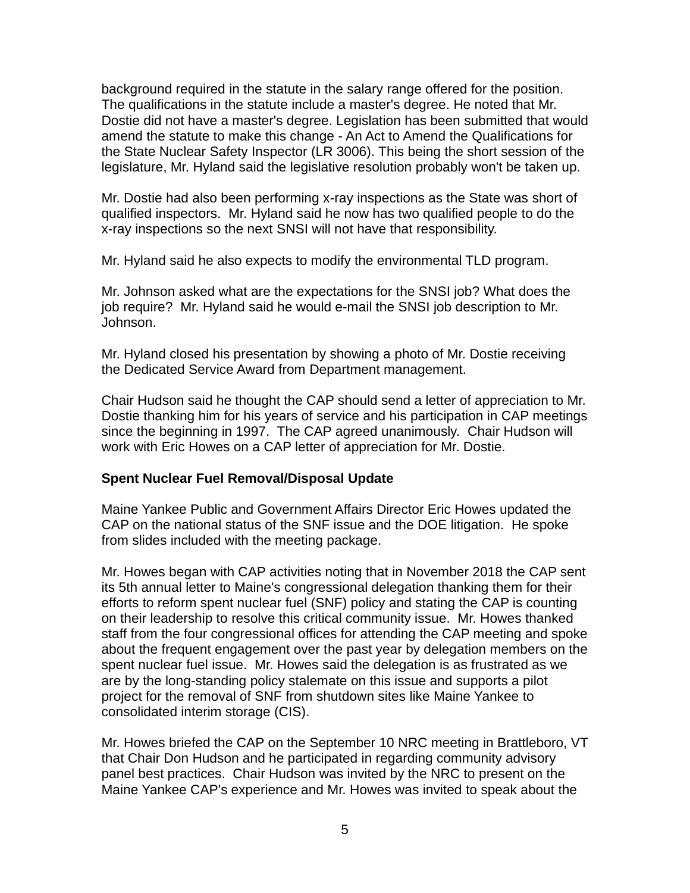background required in the statute in the salary range offered for the position. The qualifications in the statute include a master's degree. He noted that Mr. Dostie did not have a master's degree. Legislation has been submitted that would amend the statute to make this change - An Act to Amend the Qualifications for the State Nuclear Safety Inspector (LR 3006). This being the short session of the legislature, Mr. Hyland said the legislative resolution probably won't be taken up.

Mr. Dostie had also been performing x-ray inspections as the State was short of qualified inspectors. Mr. Hyland said he now has two qualified people to do the x-ray inspections so the next SNSI will not have that responsibility.

Mr. Hyland said he also expects to modify the environmental TLD program.

Mr. Johnson asked what are the expectations for the SNSI job? What does the job require? Mr. Hyland said he would e-mail the SNSI job description to Mr. Johnson.

Mr. Hyland closed his presentation by showing a photo of Mr. Dostie receiving the Dedicated Service Award from Department management.

Chair Hudson said he thought the CAP should send a letter of appreciation to Mr. Dostie thanking him for his years of service and his participation in CAP meetings since the beginning in 1997. The CAP agreed unanimously. Chair Hudson will work with Eric Howes on a CAP letter of appreciation for Mr. Dostie.

**Spent Nuclear Fuel Removal/Disposal Update**

Maine Yankee Public and Government Affairs Director Eric Howes updated the CAP on the national status of the SNF issue and the DOE litigation. He spoke from slides included with the meeting package.

Mr. Howes began with CAP activities noting that in November 2018 the CAP sent its 5th annual letter to Maine's congressional delegation thanking them for their efforts to reform spent nuclear fuel (SNF) policy and stating the CAP is counting on their leadership to resolve this critical community issue. Mr. Howes thanked staff from the four congressional offices for attending the CAP meeting and spoke about the frequent engagement over the past year by delegation members on the spent nuclear fuel issue. Mr. Howes said the delegation is as frustrated as we are by the long-standing policy stalemate on this issue and supports a pilot project for the removal of SNF from shutdown sites like Maine Yankee to consolidated interim storage (CIS).

Mr. Howes briefed the CAP on the September 10 NRC meeting in Brattleboro, VT that Chair Don Hudson and he participated in regarding community advisory panel best practices. Chair Hudson was invited by the NRC to present on the Maine Yankee CAP's experience and Mr. Howes was invited to speak about the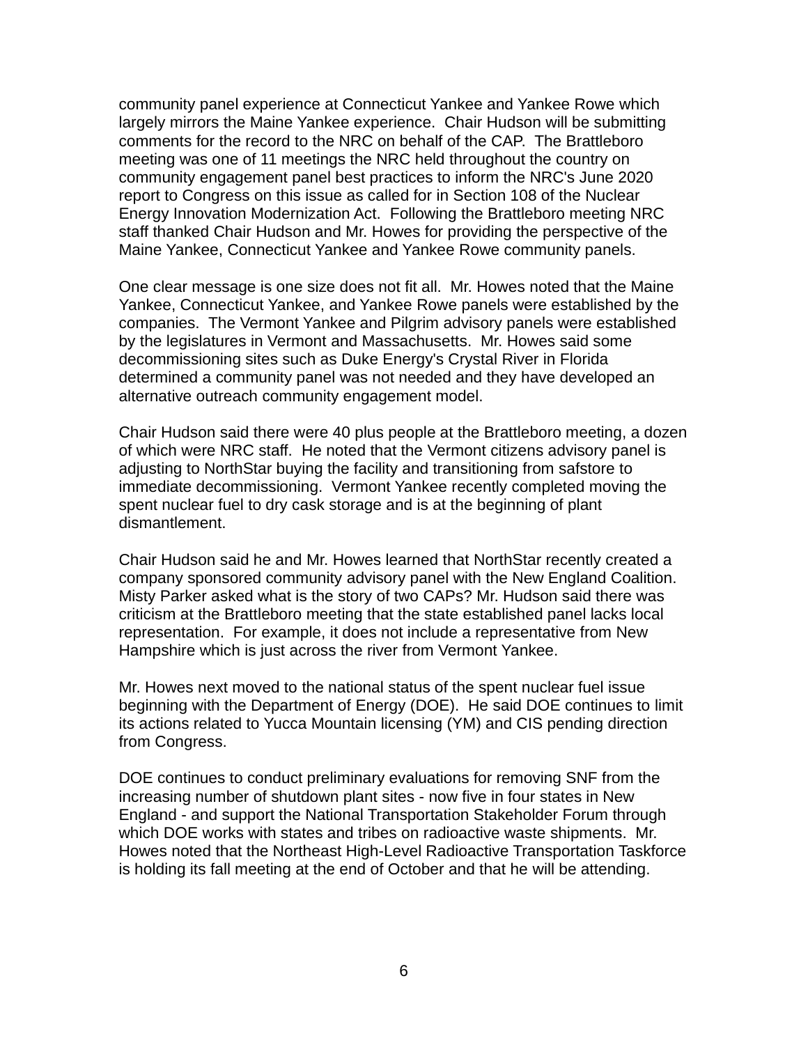community panel experience at Connecticut Yankee and Yankee Rowe which largely mirrors the Maine Yankee experience. Chair Hudson will be submitting comments for the record to the NRC on behalf of the CAP. The Brattleboro meeting was one of 11 meetings the NRC held throughout the country on community engagement panel best practices to inform the NRC's June 2020 report to Congress on this issue as called for in Section 108 of the Nuclear Energy Innovation Modernization Act. Following the Brattleboro meeting NRC staff thanked Chair Hudson and Mr. Howes for providing the perspective of the Maine Yankee, Connecticut Yankee and Yankee Rowe community panels.

One clear message is one size does not fit all. Mr. Howes noted that the Maine Yankee, Connecticut Yankee, and Yankee Rowe panels were established by the companies. The Vermont Yankee and Pilgrim advisory panels were established by the legislatures in Vermont and Massachusetts. Mr. Howes said some decommissioning sites such as Duke Energy's Crystal River in Florida determined a community panel was not needed and they have developed an alternative outreach community engagement model.

Chair Hudson said there were 40 plus people at the Brattleboro meeting, a dozen of which were NRC staff. He noted that the Vermont citizens advisory panel is adjusting to NorthStar buying the facility and transitioning from safstore to immediate decommissioning. Vermont Yankee recently completed moving the spent nuclear fuel to dry cask storage and is at the beginning of plant dismantlement.

Chair Hudson said he and Mr. Howes learned that NorthStar recently created a company sponsored community advisory panel with the New England Coalition. Misty Parker asked what is the story of two CAPs? Mr. Hudson said there was criticism at the Brattleboro meeting that the state established panel lacks local representation. For example, it does not include a representative from New Hampshire which is just across the river from Vermont Yankee.

Mr. Howes next moved to the national status of the spent nuclear fuel issue beginning with the Department of Energy (DOE). He said DOE continues to limit its actions related to Yucca Mountain licensing (YM) and CIS pending direction from Congress.

DOE continues to conduct preliminary evaluations for removing SNF from the increasing number of shutdown plant sites - now five in four states in New England - and support the National Transportation Stakeholder Forum through which DOE works with states and tribes on radioactive waste shipments. Mr. Howes noted that the Northeast High-Level Radioactive Transportation Taskforce is holding its fall meeting at the end of October and that he will be attending.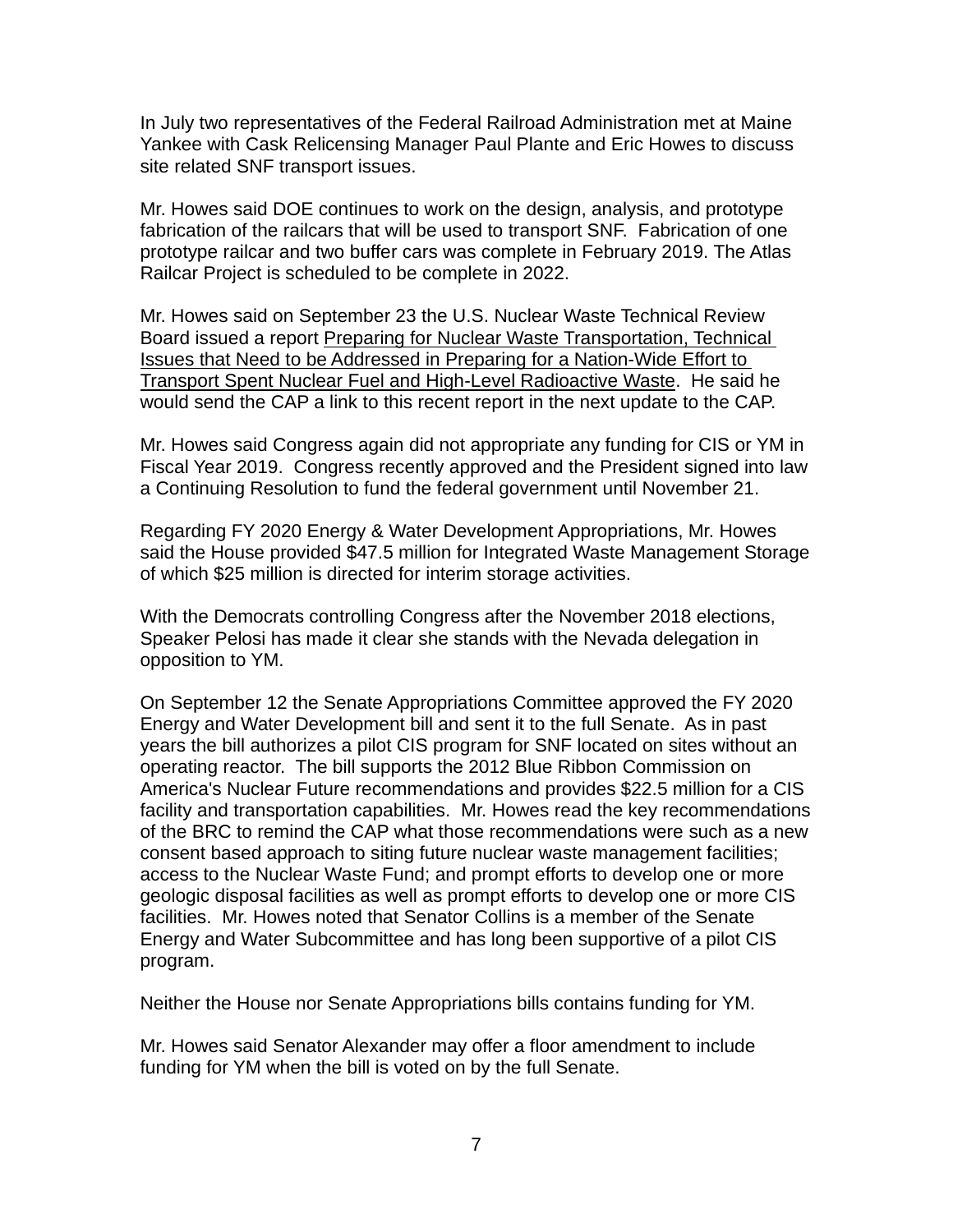In July two representatives of the Federal Railroad Administration met at Maine Yankee with Cask Relicensing Manager Paul Plante and Eric Howes to discuss site related SNF transport issues.

Mr. Howes said DOE continues to work on the design, analysis, and prototype fabrication of the railcars that will be used to transport SNF. Fabrication of one prototype railcar and two buffer cars was complete in February 2019. The Atlas Railcar Project is scheduled to be complete in 2022.

Mr. Howes said on September 23 the U.S. Nuclear Waste Technical Review Board issued a report Preparing for Nuclear Waste Transportation, Technical Issues that Need to be Addressed in Preparing for a Nation-Wide Effort to Transport Spent Nuclear Fuel and High-Level Radioactive Waste. He said he would send the CAP a link to this recent report in the next update to the CAP.

Mr. Howes said Congress again did not appropriate any funding for CIS or YM in Fiscal Year 2019. Congress recently approved and the President signed into law a Continuing Resolution to fund the federal government until November 21.

Regarding FY 2020 Energy & Water Development Appropriations, Mr. Howes said the House provided $47.5 million for Integrated Waste Management Storage of which $25 million is directed for interim storage activities.

With the Democrats controlling Congress after the November 2018 elections, Speaker Pelosi has made it clear she stands with the Nevada delegation in opposition to YM.

On September 12 the Senate Appropriations Committee approved the FY 2020 Energy and Water Development bill and sent it to the full Senate. As in past years the bill authorizes a pilot CIS program for SNF located on sites without an operating reactor. The bill supports the 2012 Blue Ribbon Commission on America's Nuclear Future recommendations and provides $22.5 million for a CIS facility and transportation capabilities. Mr. Howes read the key recommendations of the BRC to remind the CAP what those recommendations were such as a new consent based approach to siting future nuclear waste management facilities; access to the Nuclear Waste Fund; and prompt efforts to develop one or more geologic disposal facilities as well as prompt efforts to develop one or more CIS facilities. Mr. Howes noted that Senator Collins is a member of the Senate Energy and Water Subcommittee and has long been supportive of a pilot CIS program.

Neither the House nor Senate Appropriations bills contains funding for YM.

Mr. Howes said Senator Alexander may offer a floor amendment to include funding for YM when the bill is voted on by the full Senate.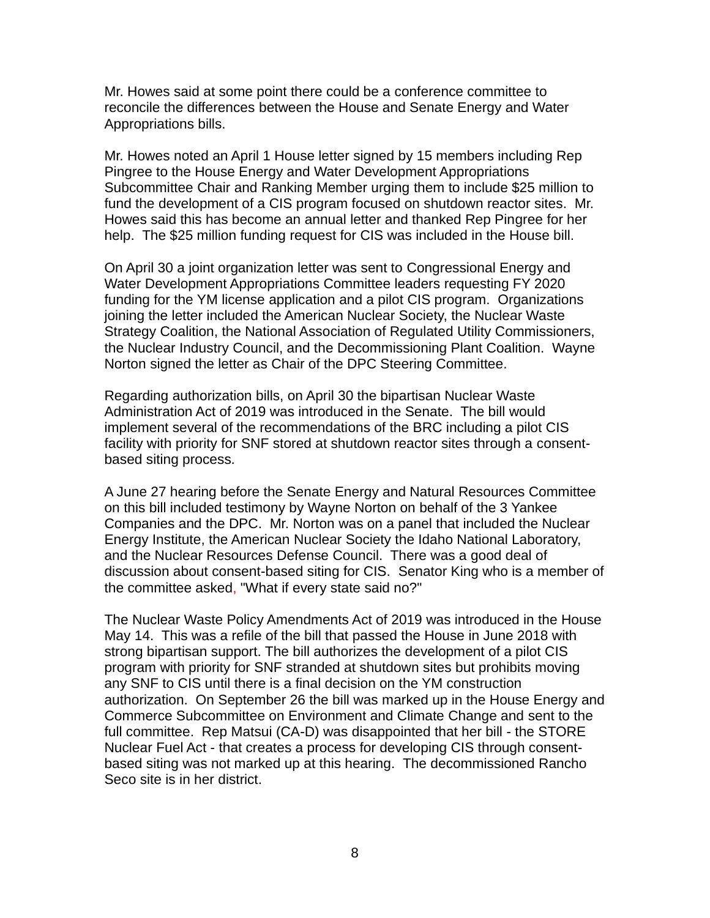Mr. Howes said at some point there could be a conference committee to reconcile the differences between the House and Senate Energy and Water Appropriations bills.

Mr. Howes noted an April 1 House letter signed by 15 members including Rep Pingree to the House Energy and Water Development Appropriations Subcommittee Chair and Ranking Member urging them to include $25 million to fund the development of a CIS program focused on shutdown reactor sites. Mr. Howes said this has become an annual letter and thanked Rep Pingree for her help. The $25 million funding request for CIS was included in the House bill.

On April 30 a joint organization letter was sent to Congressional Energy and Water Development Appropriations Committee leaders requesting FY 2020 funding for the YM license application and a pilot CIS program. Organizations joining the letter included the American Nuclear Society, the Nuclear Waste Strategy Coalition, the National Association of Regulated Utility Commissioners, the Nuclear Industry Council, and the Decommissioning Plant Coalition. Wayne Norton signed the letter as Chair of the DPC Steering Committee.

Regarding authorization bills, on April 30 the bipartisan Nuclear Waste Administration Act of 2019 was introduced in the Senate. The bill would implement several of the recommendations of the BRC including a pilot CIS facility with priority for SNF stored at shutdown reactor sites through a consent-based siting process.

A June 27 hearing before the Senate Energy and Natural Resources Committee on this bill included testimony by Wayne Norton on behalf of the 3 Yankee Companies and the DPC. Mr. Norton was on a panel that included the Nuclear Energy Institute, the American Nuclear Society the Idaho National Laboratory, and the Nuclear Resources Defense Council. There was a good deal of discussion about consent-based siting for CIS. Senator King who is a member of the committee asked, "What if every state said no?"

The Nuclear Waste Policy Amendments Act of 2019 was introduced in the House May 14. This was a refile of the bill that passed the House in June 2018 with strong bipartisan support. The bill authorizes the development of a pilot CIS program with priority for SNF stranded at shutdown sites but prohibits moving any SNF to CIS until there is a final decision on the YM construction authorization. On September 26 the bill was marked up in the House Energy and Commerce Subcommittee on Environment and Climate Change and sent to the full committee. Rep Matsui (CA-D) was disappointed that her bill - the STORE Nuclear Fuel Act - that creates a process for developing CIS through consent-based siting was not marked up at this hearing. The decommissioned Rancho Seco site is in her district.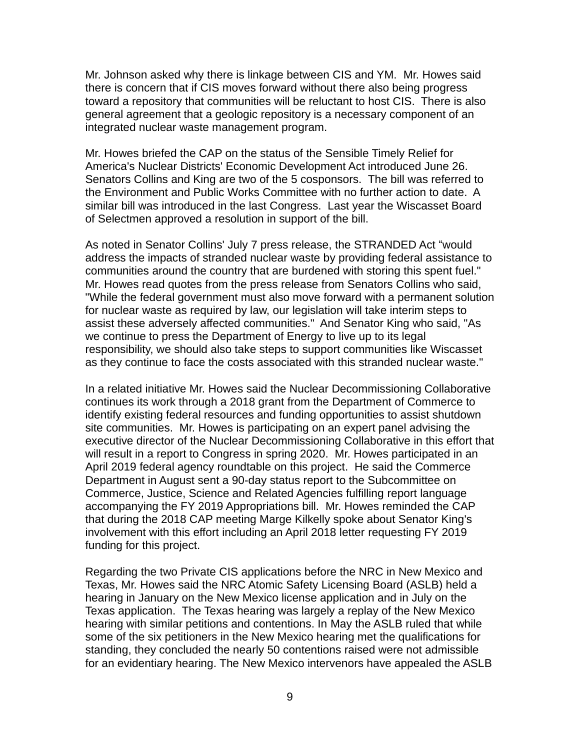Mr. Johnson asked why there is linkage between CIS and YM. Mr. Howes said there is concern that if CIS moves forward without there also being progress toward a repository that communities will be reluctant to host CIS. There is also general agreement that a geologic repository is a necessary component of an integrated nuclear waste management program.

Mr. Howes briefed the CAP on the status of the Sensible Timely Relief for America's Nuclear Districts' Economic Development Act introduced June 26. Senators Collins and King are two of the 5 cosponsors. The bill was referred to the Environment and Public Works Committee with no further action to date. A similar bill was introduced in the last Congress. Last year the Wiscasset Board of Selectmen approved a resolution in support of the bill.

As noted in Senator Collins' July 7 press release, the STRANDED Act "would address the impacts of stranded nuclear waste by providing federal assistance to communities around the country that are burdened with storing this spent fuel." Mr. Howes read quotes from the press release from Senators Collins who said, "While the federal government must also move forward with a permanent solution for nuclear waste as required by law, our legislation will take interim steps to assist these adversely affected communities." And Senator King who said, "As we continue to press the Department of Energy to live up to its legal responsibility, we should also take steps to support communities like Wiscasset as they continue to face the costs associated with this stranded nuclear waste."

In a related initiative Mr. Howes said the Nuclear Decommissioning Collaborative continues its work through a 2018 grant from the Department of Commerce to identify existing federal resources and funding opportunities to assist shutdown site communities. Mr. Howes is participating on an expert panel advising the executive director of the Nuclear Decommissioning Collaborative in this effort that will result in a report to Congress in spring 2020. Mr. Howes participated in an April 2019 federal agency roundtable on this project. He said the Commerce Department in August sent a 90-day status report to the Subcommittee on Commerce, Justice, Science and Related Agencies fulfilling report language accompanying the FY 2019 Appropriations bill. Mr. Howes reminded the CAP that during the 2018 CAP meeting Marge Kilkelly spoke about Senator King's involvement with this effort including an April 2018 letter requesting FY 2019 funding for this project.

Regarding the two Private CIS applications before the NRC in New Mexico and Texas, Mr. Howes said the NRC Atomic Safety Licensing Board (ASLB) held a hearing in January on the New Mexico license application and in July on the Texas application. The Texas hearing was largely a replay of the New Mexico hearing with similar petitions and contentions. In May the ASLB ruled that while some of the six petitioners in the New Mexico hearing met the qualifications for standing, they concluded the nearly 50 contentions raised were not admissible for an evidentiary hearing. The New Mexico intervenors have appealed the ASLB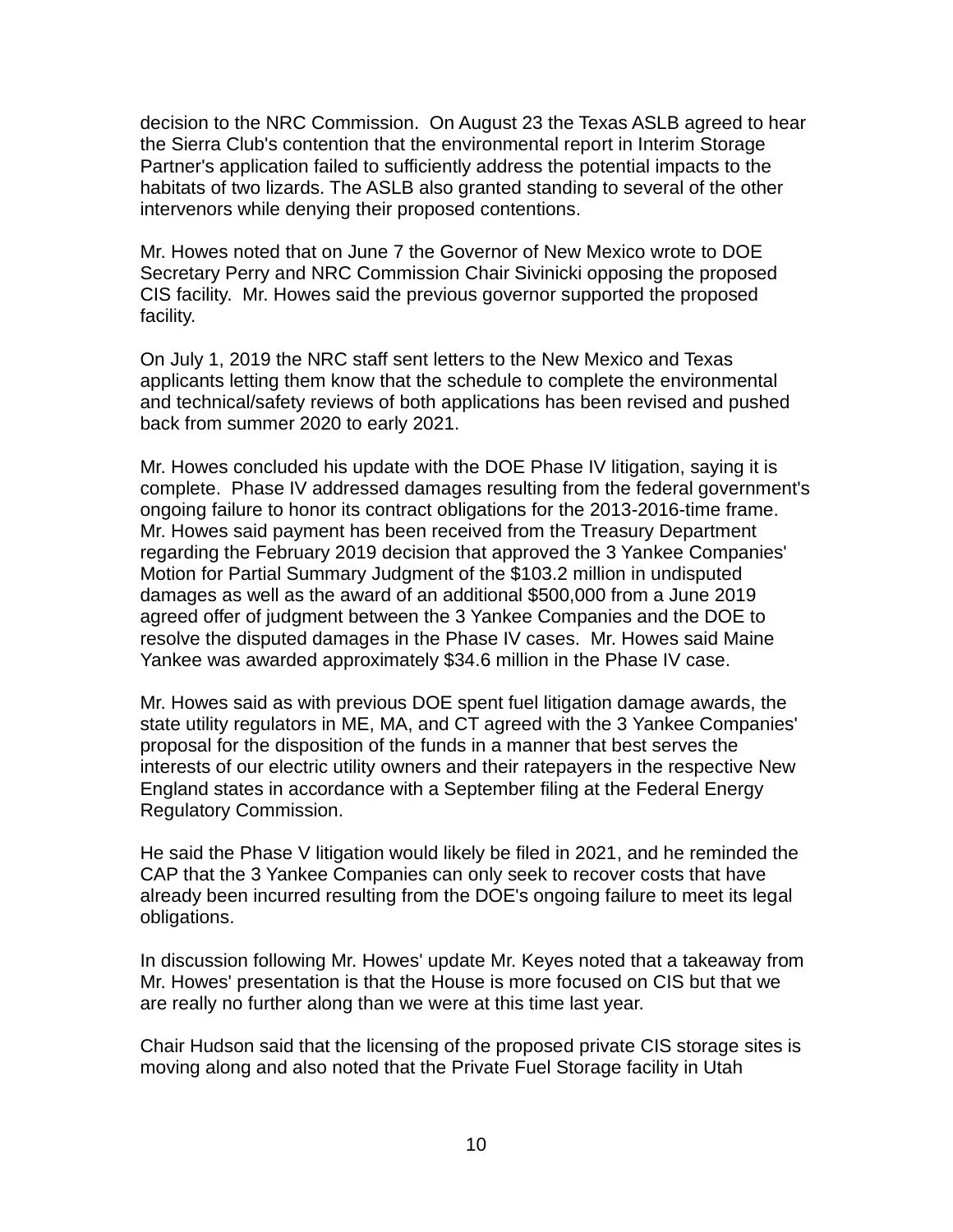decision to the NRC Commission. On August 23 the Texas ASLB agreed to hear the Sierra Club's contention that the environmental report in Interim Storage Partner's application failed to sufficiently address the potential impacts to the habitats of two lizards. The ASLB also granted standing to several of the other intervenors while denying their proposed contentions.

Mr. Howes noted that on June 7 the Governor of New Mexico wrote to DOE Secretary Perry and NRC Commission Chair Sivinicki opposing the proposed CIS facility. Mr. Howes said the previous governor supported the proposed facility.

On July 1, 2019 the NRC staff sent letters to the New Mexico and Texas applicants letting them know that the schedule to complete the environmental and technical/safety reviews of both applications has been revised and pushed back from summer 2020 to early 2021.

Mr. Howes concluded his update with the DOE Phase IV litigation, saying it is complete. Phase IV addressed damages resulting from the federal government's ongoing failure to honor its contract obligations for the 2013-2016-time frame. Mr. Howes said payment has been received from the Treasury Department regarding the February 2019 decision that approved the 3 Yankee Companies' Motion for Partial Summary Judgment of the $103.2 million in undisputed damages as well as the award of an additional $500,000 from a June 2019 agreed offer of judgment between the 3 Yankee Companies and the DOE to resolve the disputed damages in the Phase IV cases. Mr. Howes said Maine Yankee was awarded approximately $34.6 million in the Phase IV case.

Mr. Howes said as with previous DOE spent fuel litigation damage awards, the state utility regulators in ME, MA, and CT agreed with the 3 Yankee Companies' proposal for the disposition of the funds in a manner that best serves the interests of our electric utility owners and their ratepayers in the respective New England states in accordance with a September filing at the Federal Energy Regulatory Commission.

He said the Phase V litigation would likely be filed in 2021, and he reminded the CAP that the 3 Yankee Companies can only seek to recover costs that have already been incurred resulting from the DOE's ongoing failure to meet its legal obligations.

In discussion following Mr. Howes' update Mr. Keyes noted that a takeaway from Mr. Howes' presentation is that the House is more focused on CIS but that we are really no further along than we were at this time last year.

Chair Hudson said that the licensing of the proposed private CIS storage sites is moving along and also noted that the Private Fuel Storage facility in Utah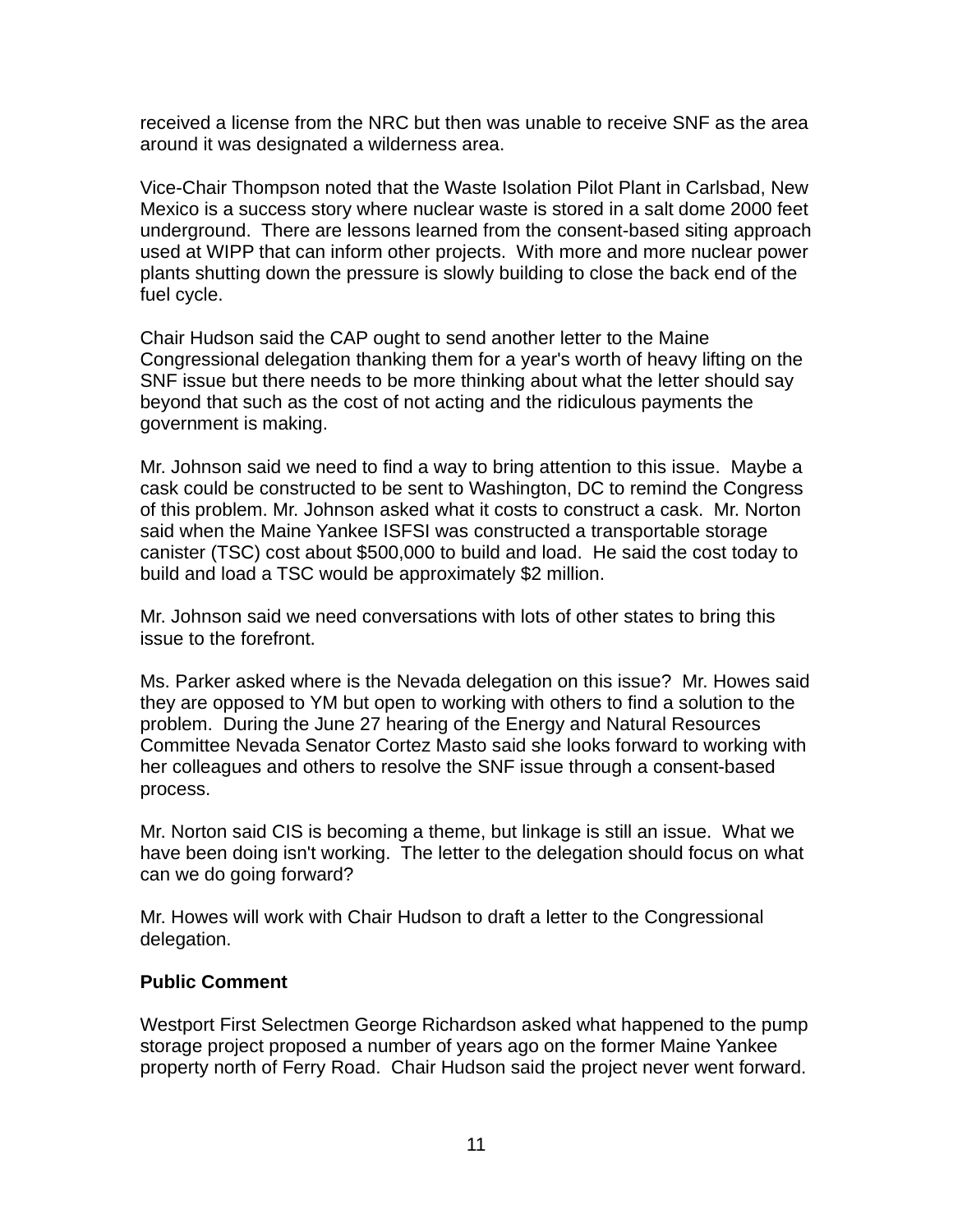received a license from the NRC but then was unable to receive SNF as the area around it was designated a wilderness area.

Vice-Chair Thompson noted that the Waste Isolation Pilot Plant in Carlsbad, New Mexico is a success story where nuclear waste is stored in a salt dome 2000 feet underground. There are lessons learned from the consent-based siting approach used at WIPP that can inform other projects. With more and more nuclear power plants shutting down the pressure is slowly building to close the back end of the fuel cycle.

Chair Hudson said the CAP ought to send another letter to the Maine Congressional delegation thanking them for a year's worth of heavy lifting on the SNF issue but there needs to be more thinking about what the letter should say beyond that such as the cost of not acting and the ridiculous payments the government is making.

Mr. Johnson said we need to find a way to bring attention to this issue. Maybe a cask could be constructed to be sent to Washington, DC to remind the Congress of this problem. Mr. Johnson asked what it costs to construct a cask. Mr. Norton said when the Maine Yankee ISFSI was constructed a transportable storage canister (TSC) cost about $500,000 to build and load. He said the cost today to build and load a TSC would be approximately $2 million.

Mr. Johnson said we need conversations with lots of other states to bring this issue to the forefront.

Ms. Parker asked where is the Nevada delegation on this issue? Mr. Howes said they are opposed to YM but open to working with others to find a solution to the problem. During the June 27 hearing of the Energy and Natural Resources Committee Nevada Senator Cortez Masto said she looks forward to working with her colleagues and others to resolve the SNF issue through a consent-based process.

Mr. Norton said CIS is becoming a theme, but linkage is still an issue. What we have been doing isn't working. The letter to the delegation should focus on what can we do going forward?

Mr. Howes will work with Chair Hudson to draft a letter to the Congressional delegation.

**Public Comment**

Westport First Selectmen George Richardson asked what happened to the pump storage project proposed a number of years ago on the former Maine Yankee property north of Ferry Road. Chair Hudson said the project never went forward.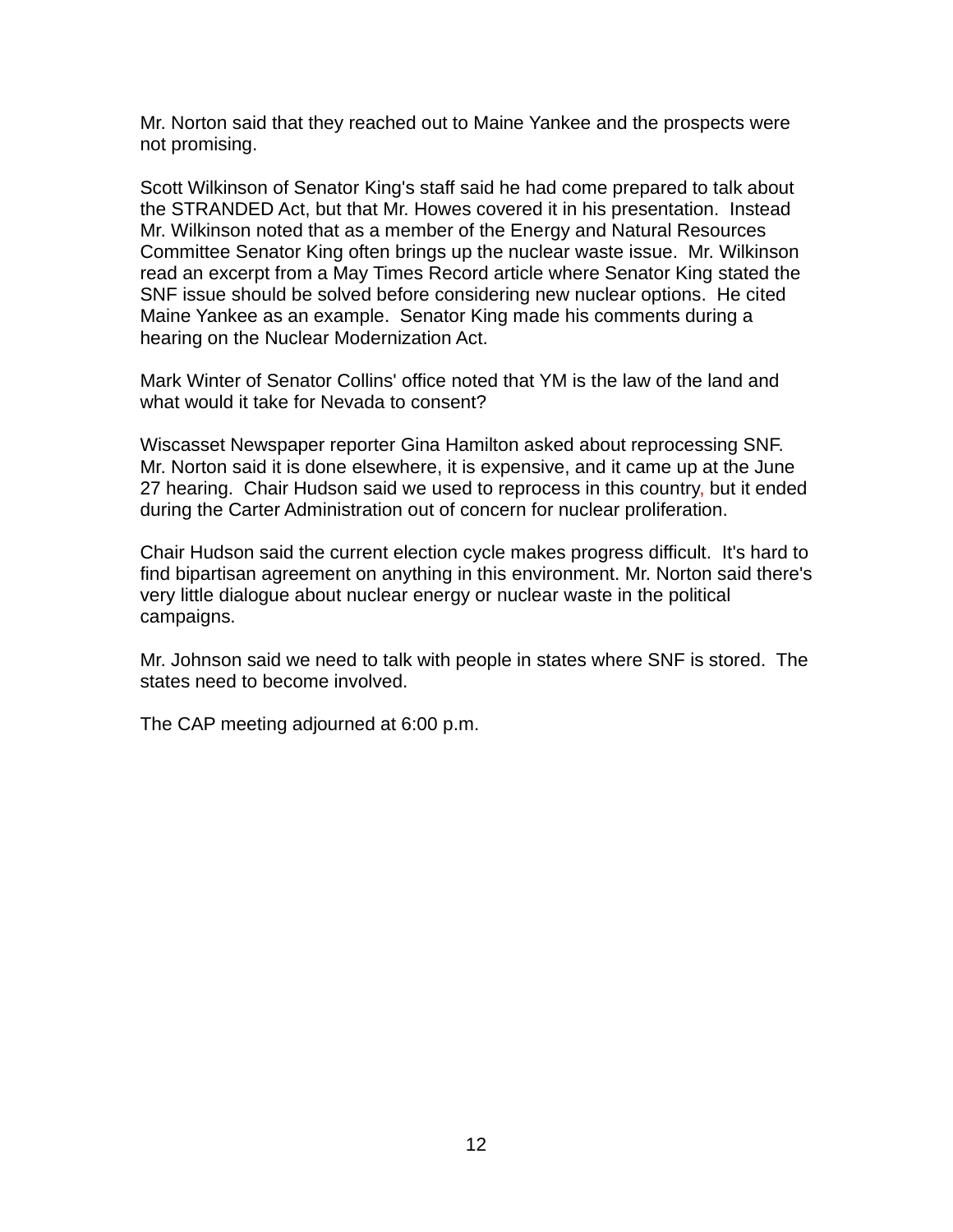Mr. Norton said that they reached out to Maine Yankee and the prospects were not promising.

Scott Wilkinson of Senator King's staff said he had come prepared to talk about the STRANDED Act, but that Mr. Howes covered it in his presentation. Instead Mr. Wilkinson noted that as a member of the Energy and Natural Resources Committee Senator King often brings up the nuclear waste issue. Mr. Wilkinson read an excerpt from a May Times Record article where Senator King stated the SNF issue should be solved before considering new nuclear options. He cited Maine Yankee as an example. Senator King made his comments during a hearing on the Nuclear Modernization Act.

Mark Winter of Senator Collins' office noted that YM is the law of the land and what would it take for Nevada to consent?

Wiscasset Newspaper reporter Gina Hamilton asked about reprocessing SNF. Mr. Norton said it is done elsewhere, it is expensive, and it came up at the June 27 hearing. Chair Hudson said we used to reprocess in this country, but it ended during the Carter Administration out of concern for nuclear proliferation.

Chair Hudson said the current election cycle makes progress difficult. It's hard to find bipartisan agreement on anything in this environment. Mr. Norton said there's very little dialogue about nuclear energy or nuclear waste in the political campaigns.

Mr. Johnson said we need to talk with people in states where SNF is stored. The states need to become involved.

The CAP meeting adjourned at 6:00 p.m.